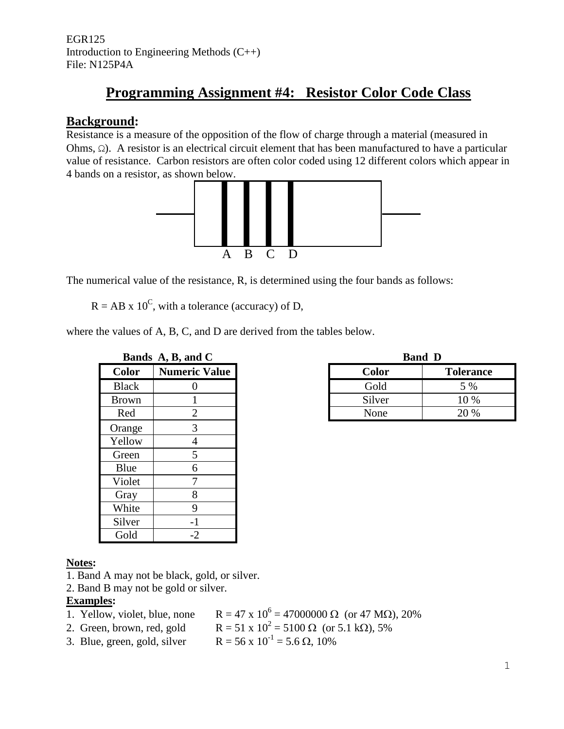EGR125
Introduction to Engineering Methods (C++)
File: N125P4A

# Programming Assignment #4: Resistor Color Code Class

## Background:

Resistance is a measure of the opposition of the flow of charge through a material (measured in Ohms, Ω). A resistor is an electrical circuit element that has been manufactured to have a particular value of resistance. Carbon resistors are often color coded using 12 different colors which appear in 4 bands on a resistor, as shown below.

A B C D

The numerical value of the resistance, R, is determined using the four bands as follows:

$R = AB \times 10^C$, with a tolerance (accuracy) of D,

where the values of A, B, C, and D are derived from the tables below.

**Bands A, B, and C**

| Color | Numeric Value |
|---|---|
| Black | 0 |
| Brown | 1 |
| Red | 2 |
| Orange | 3 |
| Yellow | 4 |
| Green | 5 |
| Blue | 6 |
| Violet | 7 |
| Gray | 8 |
| White | 9 |
| Silver | -1 |
| Gold | -2 |

**Band D**

| Color | Tolerance |
|---|---|
| Gold | 5 % |
| Silver | 10 % |
| None | 20 % |

**Notes:**

1. Band A may not be black, gold, or silver.
2. Band B may not be gold or silver.

**Examples:**

1. Yellow, violet, blue, none $R = 47 \times 10^6 = 47000000\ \Omega$ (or 47 MΩ), 20%
2. Green, brown, red, gold $R = 51 \times 10^2 = 5100\ \Omega$ (or 5.1 kΩ), 5%
3. Blue, green, gold, silver $R = 56 \times 10^{-1} = 5.6\ \Omega$, 10%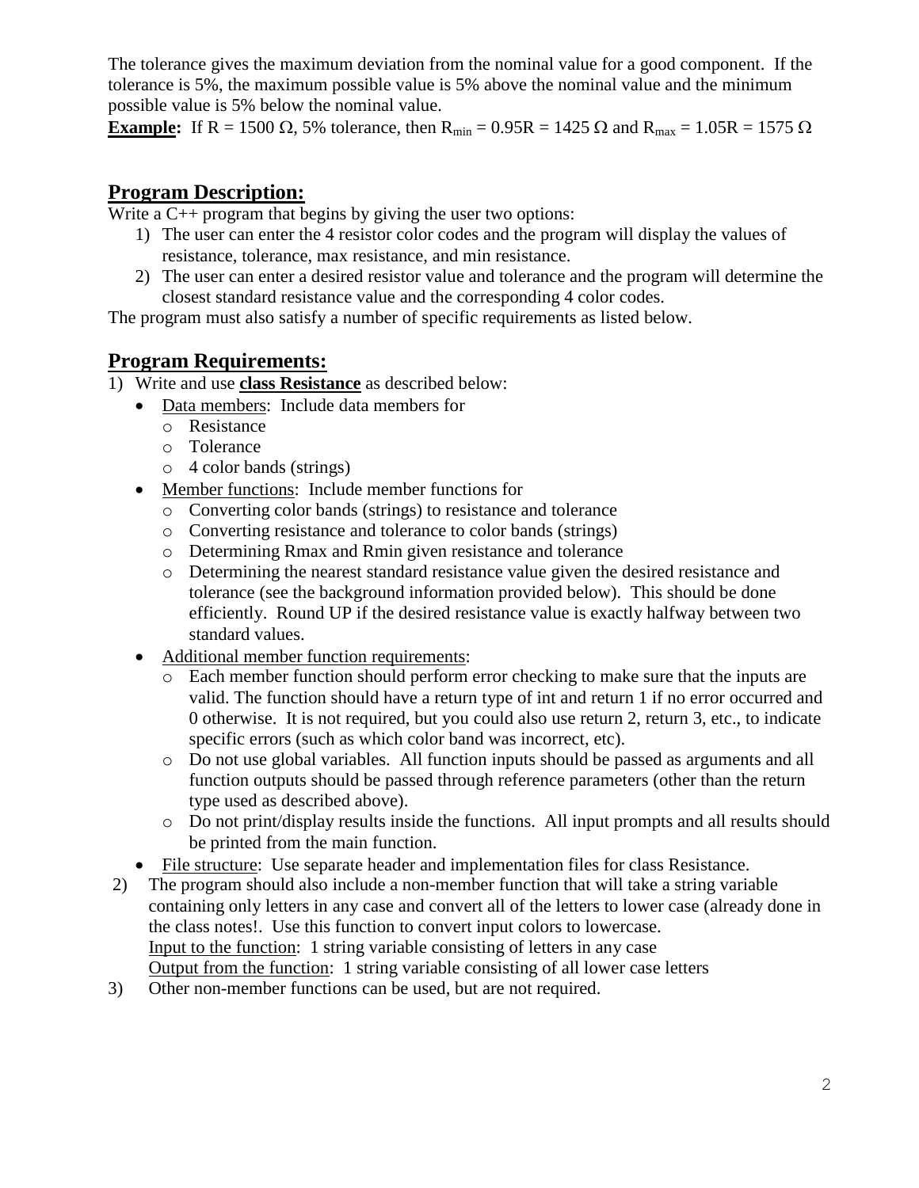The tolerance gives the maximum deviation from the nominal value for a good component. If the tolerance is 5%, the maximum possible value is 5% above the nominal value and the minimum possible value is 5% below the nominal value.

**Example:** If R = 1500 Ω, 5% tolerance, then $R_{min} = 0.95R = 1425\ \Omega$ and $R_{max} = 1.05R = 1575\ \Omega$

## Program Description:

Write a C++ program that begins by giving the user two options:

1) The user can enter the 4 resistor color codes and the program will display the values of resistance, tolerance, max resistance, and min resistance.
2) The user can enter a desired resistor value and tolerance and the program will determine the closest standard resistance value and the corresponding 4 color codes.

The program must also satisfy a number of specific requirements as listed below.

## Program Requirements:

1) Write and use **class Resistance** as described below:
   - Data members: Include data members for
     - Resistance
     - Tolerance
     - 4 color bands (strings)
   - Member functions: Include member functions for
     - Converting color bands (strings) to resistance and tolerance
     - Converting resistance and tolerance to color bands (strings)
     - Determining Rmax and Rmin given resistance and tolerance
     - Determining the nearest standard resistance value given the desired resistance and tolerance (see the background information provided below). This should be done efficiently. Round UP if the desired resistance value is exactly halfway between two standard values.
   - Additional member function requirements:
     - Each member function should perform error checking to make sure that the inputs are valid. The function should have a return type of int and return 1 if no error occurred and 0 otherwise. It is not required, but you could also use return 2, return 3, etc., to indicate specific errors (such as which color band was incorrect, etc).
     - Do not use global variables. All function inputs should be passed as arguments and all function outputs should be passed through reference parameters (other than the return type used as described above).
     - Do not print/display results inside the functions. All input prompts and all results should be printed from the main function.
   - File structure: Use separate header and implementation files for class Resistance.
2) The program should also include a non-member function that will take a string variable containing only letters in any case and convert all of the letters to lower case (already done in the class notes!. Use this function to convert input colors to lowercase.
   Input to the function: 1 string variable consisting of letters in any case
   Output from the function: 1 string variable consisting of all lower case letters
3) Other non-member functions can be used, but are not required.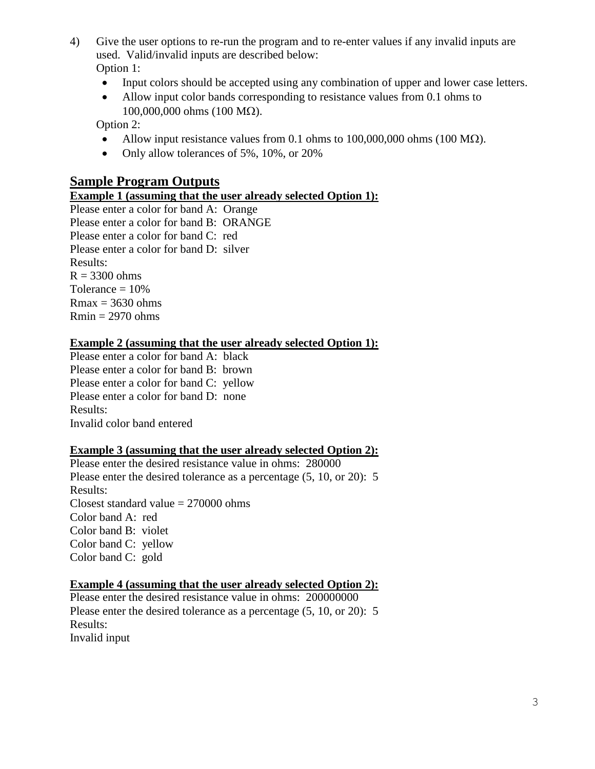4) Give the user options to re-run the program and to re-enter values if any invalid inputs are used. Valid/invalid inputs are described below:
   Option 1:
   - Input colors should be accepted using any combination of upper and lower case letters.
   - Allow input color bands corresponding to resistance values from 0.1 ohms to 100,000,000 ohms (100 MΩ).

   Option 2:
   - Allow input resistance values from 0.1 ohms to 100,000,000 ohms (100 MΩ).
   - Only allow tolerances of 5%, 10%, or 20%

## Sample Program Outputs

**Example 1 (assuming that the user already selected Option 1):**

Please enter a color for band A: Orange
Please enter a color for band B: ORANGE
Please enter a color for band C: red
Please enter a color for band D: silver
Results:
R = 3300 ohms
Tolerance = 10%
Rmax = 3630 ohms
Rmin = 2970 ohms

**Example 2 (assuming that the user already selected Option 1):**

Please enter a color for band A: black
Please enter a color for band B: brown
Please enter a color for band C: yellow
Please enter a color for band D: none
Results:
Invalid color band entered

**Example 3 (assuming that the user already selected Option 2):**

Please enter the desired resistance value in ohms: 280000
Please enter the desired tolerance as a percentage (5, 10, or 20): 5
Results:
Closest standard value = 270000 ohms
Color band A: red
Color band B: violet
Color band C: yellow
Color band C: gold

**Example 4 (assuming that the user already selected Option 2):**

Please enter the desired resistance value in ohms: 200000000
Please enter the desired tolerance as a percentage (5, 10, or 20): 5
Results:
Invalid input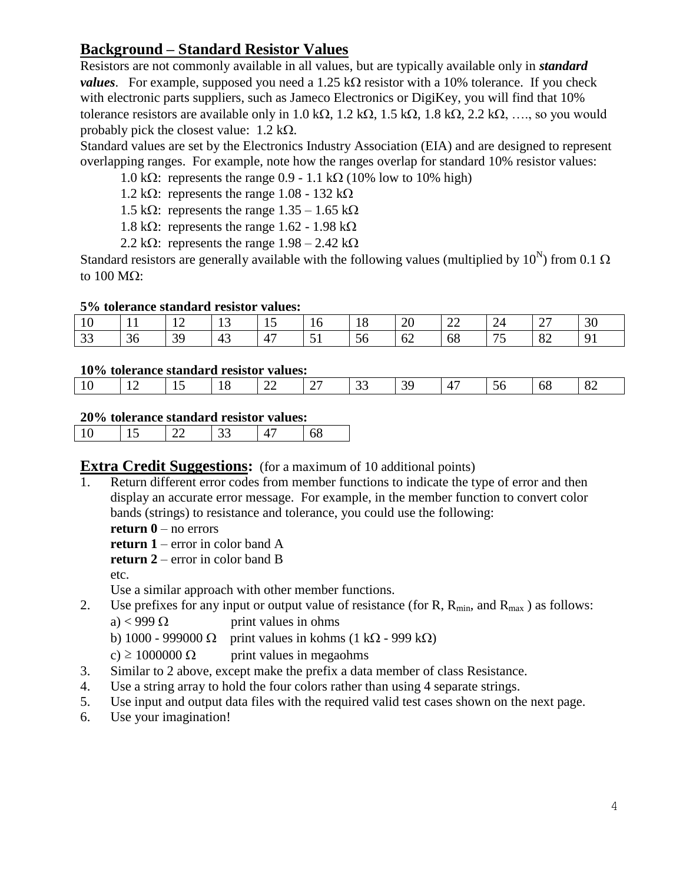## Background – Standard Resistor Values

Resistors are not commonly available in all values, but are typically available only in ***standard values***. For example, supposed you need a 1.25 kΩ resistor with a 10% tolerance. If you check with electronic parts suppliers, such as Jameco Electronics or DigiKey, you will find that 10% tolerance resistors are available only in 1.0 kΩ, 1.2 kΩ, 1.5 kΩ, 1.8 kΩ, 2.2 kΩ, …., so you would probably pick the closest value: 1.2 kΩ.

Standard values are set by the Electronics Industry Association (EIA) and are designed to represent overlapping ranges. For example, note how the ranges overlap for standard 10% resistor values:

- 1.0 kΩ: represents the range 0.9 - 1.1 kΩ (10% low to 10% high)
- 1.2 kΩ: represents the range 1.08 - 132 kΩ
- 1.5 kΩ: represents the range 1.35 – 1.65 kΩ
- 1.8 kΩ: represents the range 1.62 - 1.98 kΩ
- 2.2 kΩ: represents the range 1.98 – 2.42 kΩ

Standard resistors are generally available with the following values (multiplied by $10^N$) from 0.1 Ω to 100 MΩ:

**5% tolerance standard resistor values:**

| 10 | 11 | 12 | 13 | 15 | 16 | 18 | 20 | 22 | 24 | 27 | 30 |
|---|---|---|---|---|---|---|---|---|---|---|---|
| 33 | 36 | 39 | 43 | 47 | 51 | 56 | 62 | 68 | 75 | 82 | 91 |

**10% tolerance standard resistor values:**

| 10 | 12 | 15 | 18 | 22 | 27 | 33 | 39 | 47 | 56 | 68 | 82 |
|---|---|---|---|---|---|---|---|---|---|---|---|

**20% tolerance standard resistor values:**

| 10 | 15 | 22 | 33 | 47 | 68 |
|---|---|---|---|---|---|

## Extra Credit Suggestions: (for a maximum of 10 additional points)

1. Return different error codes from member functions to indicate the type of error and then display an accurate error message. For example, in the member function to convert color bands (strings) to resistance and tolerance, you could use the following:
   **return 0** – no errors
   **return 1** – error in color band A
   **return 2** – error in color band B
   etc.
   Use a similar approach with other member functions.
2. Use prefixes for any input or output value of resistance (for R, $R_{min}$, and $R_{max}$ ) as follows:
   a) < 999 Ω print values in ohms
   b) 1000 - 999000 Ω print values in kohms (1 kΩ - 999 kΩ)
   c) ≥ 1000000 Ω print values in megaohms
3. Similar to 2 above, except make the prefix a data member of class Resistance.
4. Use a string array to hold the four colors rather than using 4 separate strings.
5. Use input and output data files with the required valid test cases shown on the next page.
6. Use your imagination!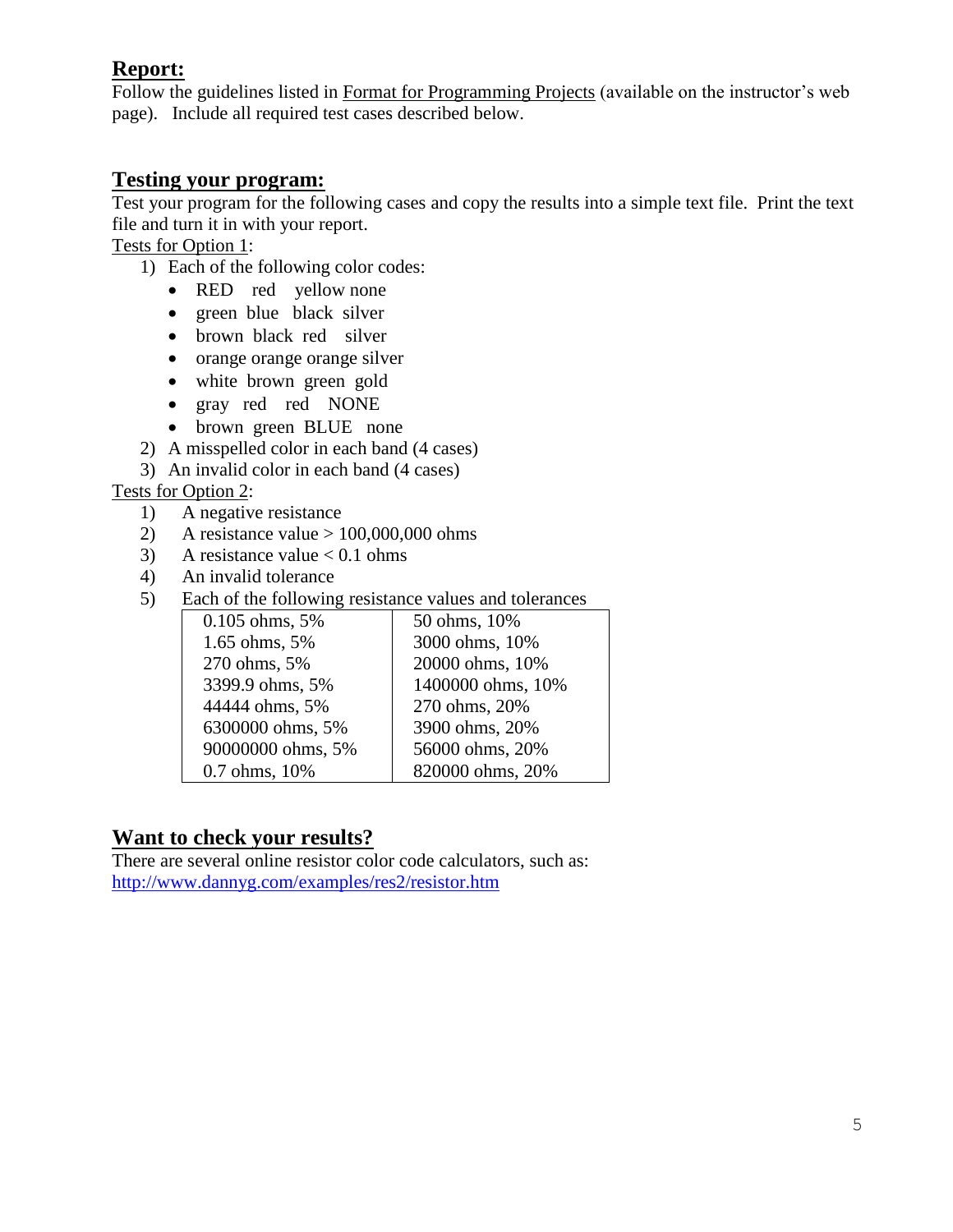## **Report:**

Follow the guidelines listed in Format for Programming Projects (available on the instructor's web page). Include all required test cases described below.

## **Testing your program:**

Test your program for the following cases and copy the results into a simple text file. Print the text file and turn it in with your report.

Tests for Option 1:

1) Each of the following color codes:
   - RED red yellow none
   - green blue black silver
   - brown black red silver
   - orange orange orange silver
   - white brown green gold
   - gray red red NONE
   - brown green BLUE none
2) A misspelled color in each band (4 cases)
3) An invalid color in each band (4 cases)

Tests for Option 2:

1) A negative resistance
2) A resistance value > 100,000,000 ohms
3) A resistance value < 0.1 ohms
4) An invalid tolerance
5) Each of the following resistance values and tolerances

| | |
|---|---|
| 0.105 ohms, 5% | 50 ohms, 10% |
| 1.65 ohms, 5% | 3000 ohms, 10% |
| 270 ohms, 5% | 20000 ohms, 10% |
| 3399.9 ohms, 5% | 1400000 ohms, 10% |
| 44444 ohms, 5% | 270 ohms, 20% |
| 6300000 ohms, 5% | 3900 ohms, 20% |
| 90000000 ohms, 5% | 56000 ohms, 20% |
| 0.7 ohms, 10% | 820000 ohms, 20% |

## **Want to check your results?**

There are several online resistor color code calculators, such as: http://www.dannyg.com/examples/res2/resistor.htm